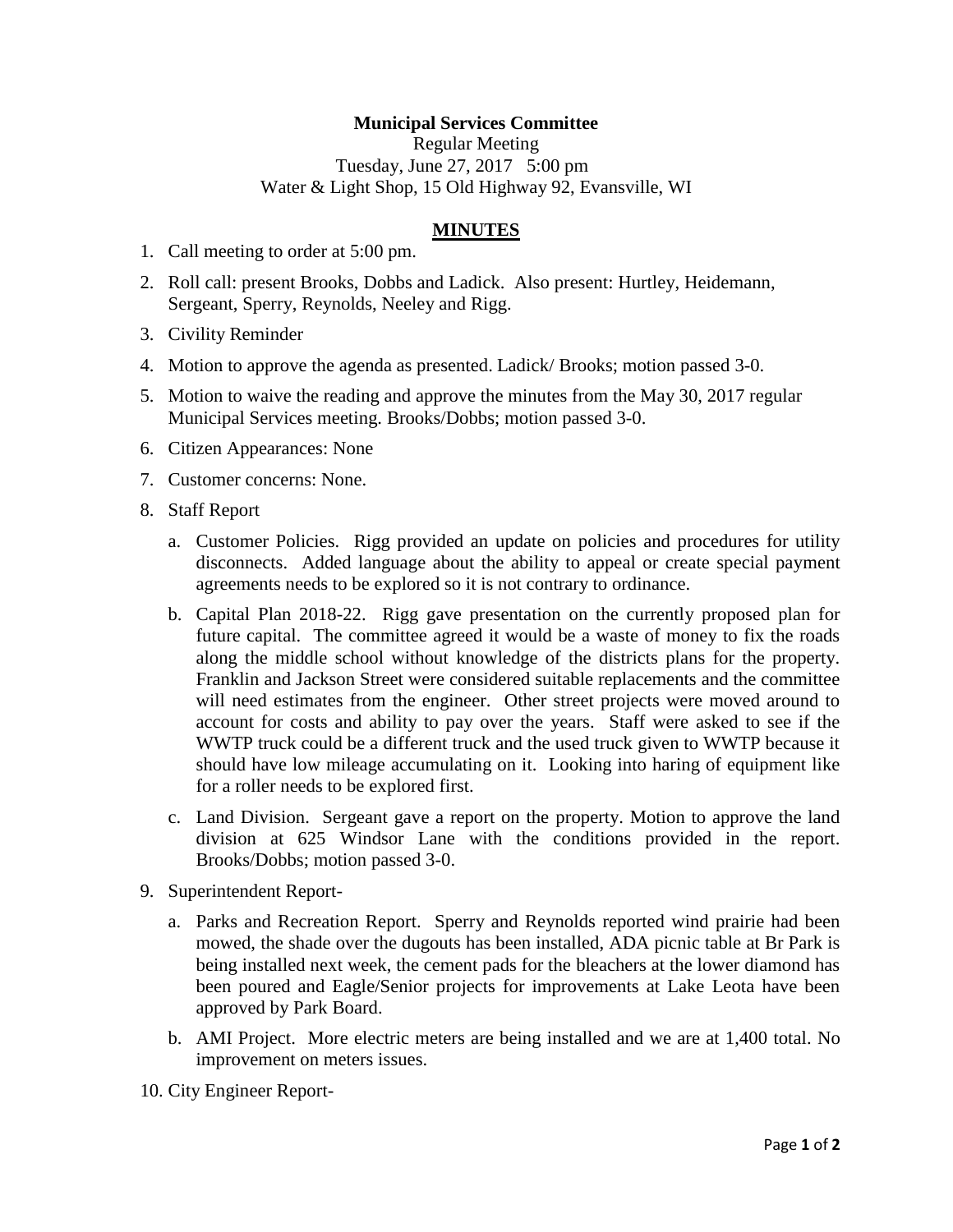**Municipal Services Committee**

Regular Meeting

Tuesday, June 27, 2017   5:00 pm

Water & Light Shop, 15 Old Highway 92, Evansville, WI

## MINUTES

1. Call meeting to order at 5:00 pm.
2. Roll call: present Brooks, Dobbs and Ladick. Also present: Hurtley, Heidemann, Sergeant, Sperry, Reynolds, Neeley and Rigg.
3. Civility Reminder
4. Motion to approve the agenda as presented. Ladick/ Brooks; motion passed 3-0.
5. Motion to waive the reading and approve the minutes from the May 30, 2017 regular Municipal Services meeting. Brooks/Dobbs; motion passed 3-0.
6. Citizen Appearances: None
7. Customer concerns: None.
8. Staff Report
   a. Customer Policies. Rigg provided an update on policies and procedures for utility disconnects. Added language about the ability to appeal or create special payment agreements needs to be explored so it is not contrary to ordinance.
   b. Capital Plan 2018-22. Rigg gave presentation on the currently proposed plan for future capital. The committee agreed it would be a waste of money to fix the roads along the middle school without knowledge of the districts plans for the property. Franklin and Jackson Street were considered suitable replacements and the committee will need estimates from the engineer. Other street projects were moved around to account for costs and ability to pay over the years. Staff were asked to see if the WWTP truck could be a different truck and the used truck given to WWTP because it should have low mileage accumulating on it. Looking into haring of equipment like for a roller needs to be explored first.
   c. Land Division. Sergeant gave a report on the property. Motion to approve the land division at 625 Windsor Lane with the conditions provided in the report. Brooks/Dobbs; motion passed 3-0.
9. Superintendent Report-
   a. Parks and Recreation Report. Sperry and Reynolds reported wind prairie had been mowed, the shade over the dugouts has been installed, ADA picnic table at Br Park is being installed next week, the cement pads for the bleachers at the lower diamond has been poured and Eagle/Senior projects for improvements at Lake Leota have been approved by Park Board.
   b. AMI Project. More electric meters are being installed and we are at 1,400 total. No improvement on meters issues.
10. City Engineer Report-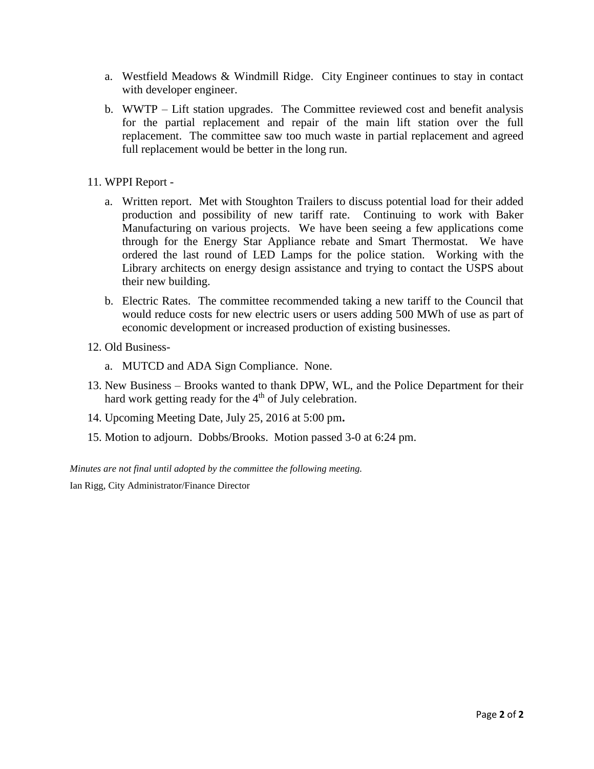a. Westfield Meadows & Windmill Ridge. City Engineer continues to stay in contact with developer engineer.

b. WWTP – Lift station upgrades. The Committee reviewed cost and benefit analysis for the partial replacement and repair of the main lift station over the full replacement. The committee saw too much waste in partial replacement and agreed full replacement would be better in the long run.

11. WPPI Report -

    a. Written report. Met with Stoughton Trailers to discuss potential load for their added production and possibility of new tariff rate. Continuing to work with Baker Manufacturing on various projects. We have been seeing a few applications come through for the Energy Star Appliance rebate and Smart Thermostat. We have ordered the last round of LED Lamps for the police station. Working with the Library architects on energy design assistance and trying to contact the USPS about their new building.

    b. Electric Rates. The committee recommended taking a new tariff to the Council that would reduce costs for new electric users or users adding 500 MWh of use as part of economic development or increased production of existing businesses.

12. Old Business-

    a. MUTCD and ADA Sign Compliance. None.

13. New Business – Brooks wanted to thank DPW, WL, and the Police Department for their hard work getting ready for the 4th of July celebration.

14. Upcoming Meeting Date, July 25, 2016 at 5:00 pm**.**

15. Motion to adjourn. Dobbs/Brooks. Motion passed 3-0 at 6:24 pm.

*Minutes are not final until adopted by the committee the following meeting.*

Ian Rigg, City Administrator/Finance Director